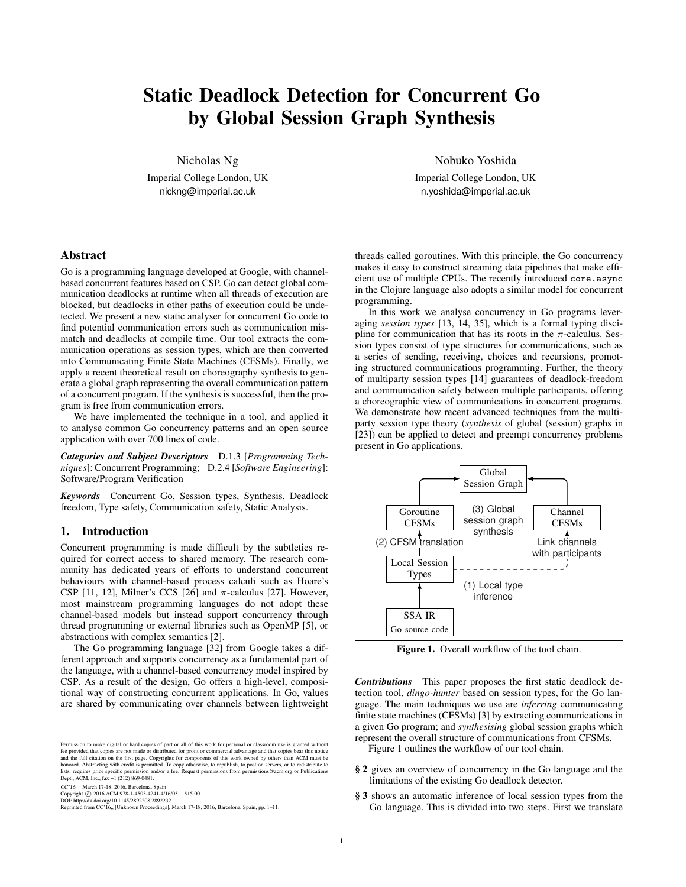# Static Deadlock Detection for Concurrent Go by Global Session Graph Synthesis

Nicholas Ng
Imperial College London, UK
nickng@imperial.ac.uk

Nobuko Yoshida
Imperial College London, UK
n.yoshida@imperial.ac.uk

## Abstract

Go is a programming language developed at Google, with channel-based concurrent features based on CSP. Go can detect global communication deadlocks at runtime when all threads of execution are blocked, but deadlocks in other paths of execution could be undetected. We present a new static analyser for concurrent Go code to find potential communication errors such as communication mismatch and deadlocks at compile time. Our tool extracts the communication operations as session types, which are then converted into Communicating Finite State Machines (CFSMs). Finally, we apply a recent theoretical result on choreography synthesis to generate a global graph representing the overall communication pattern of a concurrent program. If the synthesis is successful, then the program is free from communication errors.

We have implemented the technique in a tool, and applied it to analyse common Go concurrency patterns and an open source application with over 700 lines of code.

***Categories and Subject Descriptors*** D.1.3 [*Programming Techniques*]: Concurrent Programming; D.2.4 [*Software Engineering*]: Software/Program Verification

***Keywords*** Concurrent Go, Session types, Synthesis, Deadlock freedom, Type safety, Communication safety, Static Analysis.

## 1. Introduction

Concurrent programming is made difficult by the subtleties required for correct access to shared memory. The research community has dedicated years of efforts to understand concurrent behaviours with channel-based process calculi such as Hoare's CSP [11, 12], Milner's CCS [26] and $\pi$-calculus [27]. However, most mainstream programming languages do not adopt these channel-based models but instead support concurrency through thread programming or external libraries such as OpenMP [5], or abstractions with complex semantics [2].

The Go programming language [32] from Google takes a different approach and supports concurrency as a fundamental part of the language, with a channel-based concurrency model inspired by CSP. As a result of the design, Go offers a high-level, compositional way of constructing concurrent applications. In Go, values are shared by communicating over channels between lightweight threads called goroutines. With this principle, the Go concurrency makes it easy to construct streaming data pipelines that make efficient use of multiple CPUs. The recently introduced `core.async` in the Clojure language also adopts a similar model for concurrent programming.

In this work we analyse concurrency in Go programs leveraging *session types* [13, 14, 35], which is a formal typing discipline for communication that has its roots in the $\pi$-calculus. Session types consist of type structures for communications, such as a series of sending, receiving, choices and recursions, promoting structured communications programming. Further, the theory of multiparty session types [14] guarantees of deadlock-freedom and communication safety between multiple participants, offering a choreographic view of communications in concurrent programs. We demonstrate how recent advanced techniques from the multiparty session type theory (*synthesis* of global (session) graphs in [23]) can be applied to detect and preempt concurrency problems present in Go applications.

Global Session Graph

Goroutine CFSMs | (3) Global session graph synthesis | Channel CFSMs

(2) CFSM translation | Link channels with participants

Local Session Types

(1) Local type inference

SSA IR
Go source code

**Figure 1.** Overall workflow of the tool chain.

***Contributions*** This paper proposes the first static deadlock detection tool, *dingo-hunter* based on session types, for the Go language. The main techniques we use are *inferring* communicating finite state machines (CFSMs) [3] by extracting communications in a given Go program; and *synthesising* global session graphs which represent the overall structure of communications from CFSMs.

Figure 1 outlines the workflow of our tool chain.

- **§ 2** gives an overview of concurrency in the Go language and the limitations of the existing Go deadlock detector.
- **§ 3** shows an automatic inference of local session types from the Go language. This is divided into two steps. First we translate

Permission to make digital or hard copies of part or all of this work for personal or classroom use is granted without fee provided that copies are not made or distributed for profit or commercial advantage and that copies bear this notice and the full citation on the first page. Copyrights for components of this work owned by others than ACM must be honored. Abstracting with credit is permitted. To copy otherwise, to republish, to post on servers, or to redistribute to lists, requires prior specific permission and/or a fee. Request permissions from permissions@acm.org or Publications Dept., ACM, Inc., fax +1 (212) 869-0481.

*CC'16*, March 17-18, 2016, Barcelona, Spain
Copyright © 2016 ACM 978-1-4503-4241-4/16/03...$15.00
DOI: http://dx.doi.org/10.1145/2892208.2892232
Reprinted from CC'16,, [Unknown Proceedings], March 17-18, 2016, Barcelona, Spain, pp. 1–11.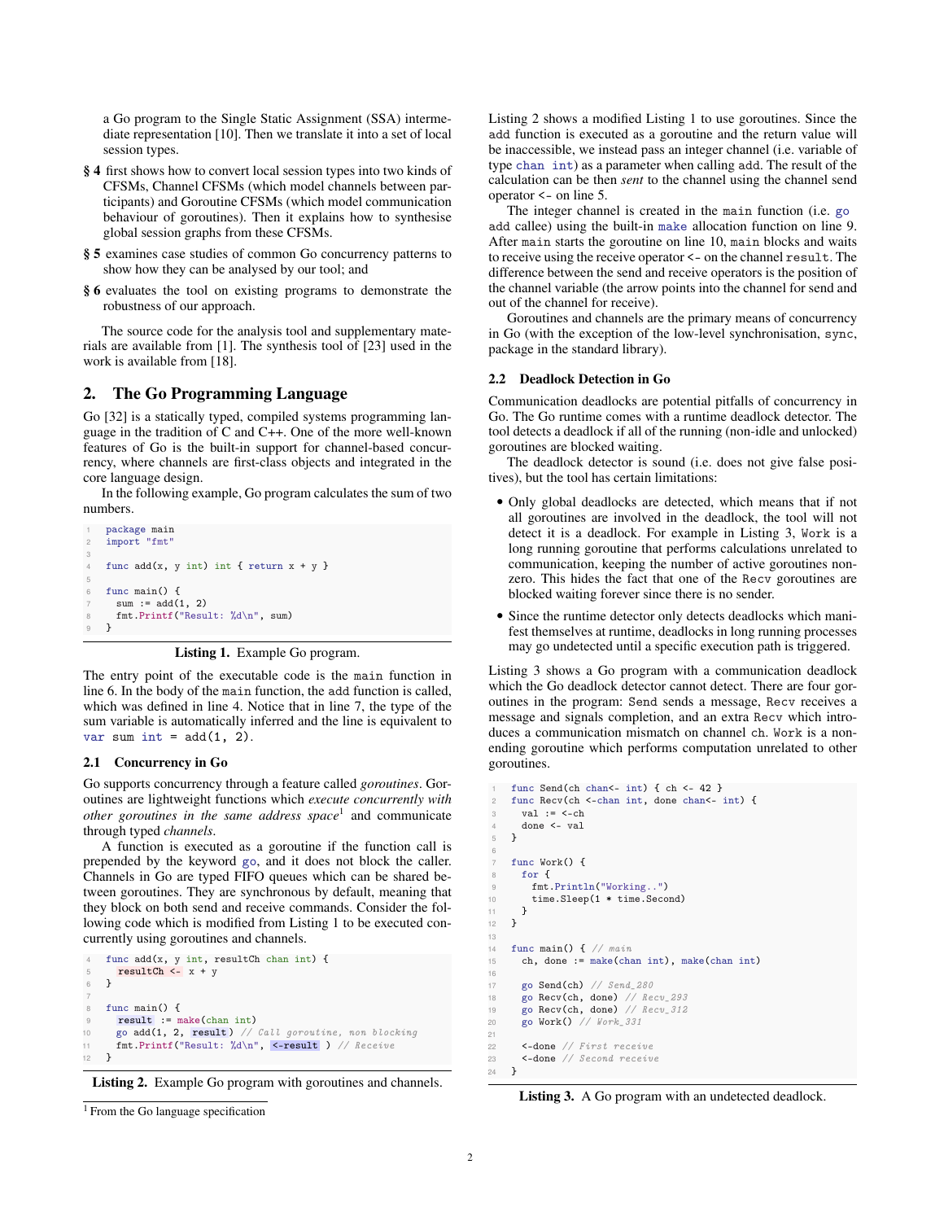a Go program to the Single Static Assignment (SSA) intermediate representation [10]. Then we translate it into a set of local session types.

- **§ 4** first shows how to convert local session types into two kinds of CFSMs, Channel CFSMs (which model channels between participants) and Goroutine CFSMs (which model communication behaviour of goroutines). Then it explains how to synthesise global session graphs from these CFSMs.
- **§ 5** examines case studies of common Go concurrency patterns to show how they can be analysed by our tool; and
- **§ 6** evaluates the tool on existing programs to demonstrate the robustness of our approach.

The source code for the analysis tool and supplementary materials are available from [1]. The synthesis tool of [23] used in the work is available from [18].

## 2. The Go Programming Language

Go [32] is a statically typed, compiled systems programming language in the tradition of C and C++. One of the more well-known features of Go is the built-in support for channel-based concurrency, where channels are first-class objects and integrated in the core language design.

In the following example, Go program calculates the sum of two numbers.

```
1  package main
2  import "fmt"
3
4  func add(x, y int) int { return x + y }
5
6  func main() {
7    sum := add(1, 2)
8    fmt.Printf("Result: %d\n", sum)
9  }
```

**Listing 1.** Example Go program.

The entry point of the executable code is the `main` function in line 6. In the body of the `main` function, the `add` function is called, which was defined in line 4. Notice that in line 7, the type of the sum variable is automatically inferred and the line is equivalent to `var sum int = add(1, 2)`.

### 2.1 Concurrency in Go

Go supports concurrency through a feature called *goroutines*. Goroutines are lightweight functions which *execute concurrently with other goroutines in the same address space*[1] and communicate through typed *channels*.

A function is executed as a goroutine if the function call is prepended by the keyword `go`, and it does not block the caller. Channels in Go are typed FIFO queues which can be shared between goroutines. They are synchronous by default, meaning that they block on both send and receive commands. Consider the following code which is modified from Listing 1 to be executed concurrently using goroutines and channels.

```
4  func add(x, y int, resultCh chan int) {
5    resultCh <- x + y
6  }
7
8  func main() {
9    result := make(chan int)
10   go add(1, 2, result) // Call goroutine, non blocking
11   fmt.Printf("Result: %d\n", <-result ) // Receive
12 }
```

**Listing 2.** Example Go program with goroutines and channels.

[1] From the Go language specification

Listing 2 shows a modified Listing 1 to use goroutines. Since the `add` function is executed as a goroutine and the return value will be inaccessible, we instead pass an integer channel (i.e. variable of type `chan int`) as a parameter when calling `add`. The result of the calculation can be then *sent* to the channel using the channel send operator `<-` on line 5.

The integer channel is created in the `main` function (i.e. `go add` callee) using the built-in `make` allocation function on line 9. After `main` starts the goroutine on line 10, `main` blocks and waits to receive using the receive operator `<-` on the channel `result`. The difference between the send and receive operators is the position of the channel variable (the arrow points into the channel for send and out of the channel for receive).

Goroutines and channels are the primary means of concurrency in Go (with the exception of the low-level synchronisation, `sync`, package in the standard library).

### 2.2 Deadlock Detection in Go

Communication deadlocks are potential pitfalls of concurrency in Go. The Go runtime comes with a runtime deadlock detector. The tool detects a deadlock if all of the running (non-idle and unlocked) goroutines are blocked waiting.

The deadlock detector is sound (i.e. does not give false positives), but the tool has certain limitations:

- Only global deadlocks are detected, which means that if not all goroutines are involved in the deadlock, the tool will not detect it is a deadlock. For example in Listing 3, `Work` is a long running goroutine that performs calculations unrelated to communication, keeping the number of active goroutines nonzero. This hides the fact that one of the `Recv` goroutines are blocked waiting forever since there is no sender.
- Since the runtime detector only detects deadlocks which manifest themselves at runtime, deadlocks in long running processes may go undetected until a specific execution path is triggered.

Listing 3 shows a Go program with a communication deadlock which the Go deadlock detector cannot detect. There are four goroutines in the program: `Send` sends a message, `Recv` receives a message and signals completion, and an extra `Recv` which introduces a communication mismatch on channel `ch`. `Work` is a nonending goroutine which performs computation unrelated to other goroutines.

```
1  func Send(ch chan<- int) { ch <- 42 }
2  func Recv(ch <-chan int, done chan<- int) {
3    val := <-ch
4    done <- val
5  }
6
7  func Work() {
8    for {
9      fmt.Println("Working..")
10     time.Sleep(1 * time.Second)
11   }
12 }
13
14 func main() { // main
15   ch, done := make(chan int), make(chan int)
16
17   go Send(ch) // Send_280
18   go Recv(ch, done) // Recv_293
19   go Recv(ch, done) // Recv_312
20   go Work() // Work_331
21
22   <-done // First receive
23   <-done // Second receive
24 }
```

**Listing 3.** A Go program with an undetected deadlock.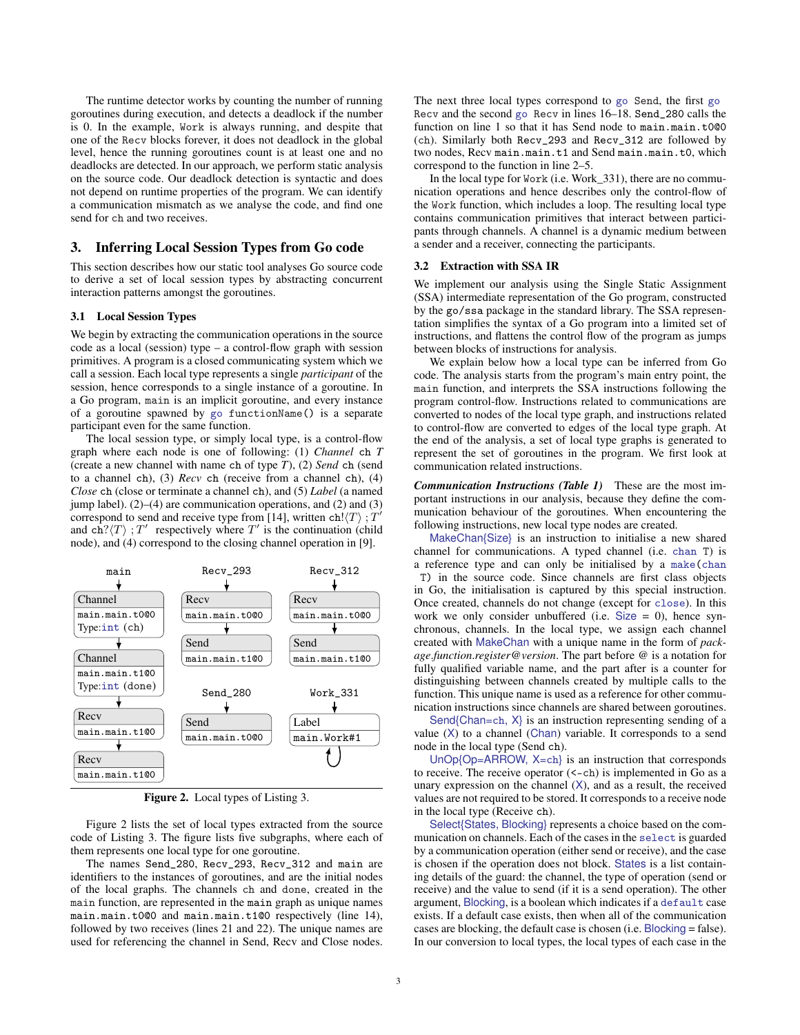The runtime detector works by counting the number of running goroutines during execution, and detects a deadlock if the number is 0. In the example, `Work` is always running, and despite that one of the `Recv` blocks forever, it does not deadlock in the global level, hence the running goroutines count is at least one and no deadlocks are detected. In our approach, we perform static analysis on the source code. Our deadlock detection is syntactic and does not depend on runtime properties of the program. We can identify a communication mismatch as we analyse the code, and find one send for `ch` and two receives.

## 3. Inferring Local Session Types from Go code

This section describes how our static tool analyses Go source code to derive a set of local session types by abstracting concurrent interaction patterns amongst the goroutines.

### 3.1 Local Session Types

We begin by extracting the communication operations in the source code as a local (session) type – a control-flow graph with session primitives. A program is a closed communicating system which we call a session. Each local type represents a single *participant* of the session, hence corresponds to a single instance of a goroutine. In a Go program, `main` is an implicit goroutine, and every instance of a goroutine spawned by `go functionName()` is a separate participant even for the same function.

The local session type, or simply local type, is a control-flow graph where each node is one of following: (1) *Channel* `ch` $T$ (create a new channel with name `ch` of type $T$), (2) *Send* `ch` (send to a channel `ch`), (3) *Recv* `ch` (receive from a channel `ch`), (4) *Close* `ch` (close or terminate a channel `ch`), and (5) *Label* (a named jump label). (2)–(4) are communication operations, and (2) and (3) correspond to send and receive type from [14], written $\texttt{ch}!\langle T\rangle\,;T'$ and $\texttt{ch}?\langle T\rangle\,;T'$ respectively where $T'$ is the continuation (child node), and (4) correspond to the closing channel operation in [9].

```
main:
  Channel  main.main.t0@0  Type:int (ch)
  Channel  main.main.t1@0  Type:int (done)
  Recv     main.main.t1@0
  Recv     main.main.t1@0

Recv_293:
  Recv     main.main.t0@0
  Send     main.main.t1@0

Recv_312:
  Recv     main.main.t0@0
  Send     main.main.t1@0

Send_280:
  Send     main.main.t0@0

Work_331:
  Label    main.Work#1   (loop)
```

**Figure 2.** Local types of Listing 3.

Figure 2 lists the set of local types extracted from the source code of Listing 3. The figure lists five subgraphs, where each of them represents one local type for one goroutine.

The names `Send_280`, `Recv_293`, `Recv_312` and `main` are identifiers to the instances of goroutines, and are the initial nodes of the local graphs. The channels `ch` and `done`, created in the `main` function, are represented in the `main` graph as unique names `main.main.t0@0` and `main.main.t1@0` respectively (line 14), followed by two receives (lines 21 and 22). The unique names are used for referencing the channel in Send, Recv and Close nodes.

The next three local types correspond to `go Send`, the first `go Recv` and the second `go Recv` in lines 16–18. `Send_280` calls the function on line 1 so that it has Send node to `main.main.t0@0` (`ch`). Similarly both `Recv_293` and `Recv_312` are followed by two nodes, Recv `main.main.t1` and Send `main.main.t0`, which correspond to the function in line 2–5.

In the local type for `Work` (i.e. Work_331), there are no communication operations and hence describes only the control-flow of the `Work` function, which includes a loop. The resulting local type contains communication primitives that interact between participants through channels. A channel is a dynamic medium between a sender and a receiver, connecting the participants.

### 3.2 Extraction with SSA IR

We implement our analysis using the Single Static Assignment (SSA) intermediate representation of the Go program, constructed by the `go/ssa` package in the standard library. The SSA representation simplifies the syntax of a Go program into a limited set of instructions, and flattens the control flow of the program as jumps between blocks of instructions for analysis.

We explain below how a local type can be inferred from Go code. The analysis starts from the program's main entry point, the `main` function, and interprets the SSA instructions following the program control-flow. Instructions related to communications are converted to nodes of the local type graph, and instructions related to control-flow are converted to edges of the local type graph. At the end of the analysis, a set of local type graphs is generated to represent the set of goroutines in the program. We first look at communication related instructions.

***Communication Instructions (Table 1)*** These are the most important instructions in our analysis, because they define the communication behaviour of the goroutines. When encountering the following instructions, new local type nodes are created.

MakeChan{Size} is an instruction to initialise a new shared channel for communications. A typed channel (i.e. `chan T`) is a reference type and can only be initialised by a `make(chan T)` in the source code. Since channels are first class objects in Go, the initialisation is captured by this special instruction. Once created, channels do not change (except for `close`). In this work we only consider unbuffered (i.e. Size = 0), hence synchronous, channels. In the local type, we assign each channel created with MakeChan with a unique name in the form of *package.function.register@version*. The part before @ is a notation for fully qualified variable name, and the part after is a counter for distinguishing between channels created by multiple calls to the function. This unique name is used as a reference for other communication instructions since channels are shared between goroutines.

Send{Chan=ch, X} is an instruction representing sending of a value (X) to a channel (Chan) variable. It corresponds to a send node in the local type (Send `ch`).

UnOp{Op=ARROW, X=ch} is an instruction that corresponds to receive. The receive operator (`<-ch`) is implemented in Go as a unary expression on the channel (X), and as a result, the received values are not required to be stored. It corresponds to a receive node in the local type (Receive `ch`).

Select{States, Blocking} represents a choice based on the communication on channels. Each of the cases in the `select` is guarded by a communication operation (either send or receive), and the case is chosen if the operation does not block. States is a list containing details of the guard: the channel, the type of operation (send or receive) and the value to send (if it is a send operation). The other argument, Blocking, is a boolean which indicates if a `default` case exists. If a default case exists, then when all of the communication cases are blocking, the default case is chosen (i.e. Blocking = false). In our conversion to local types, the local types of each case in the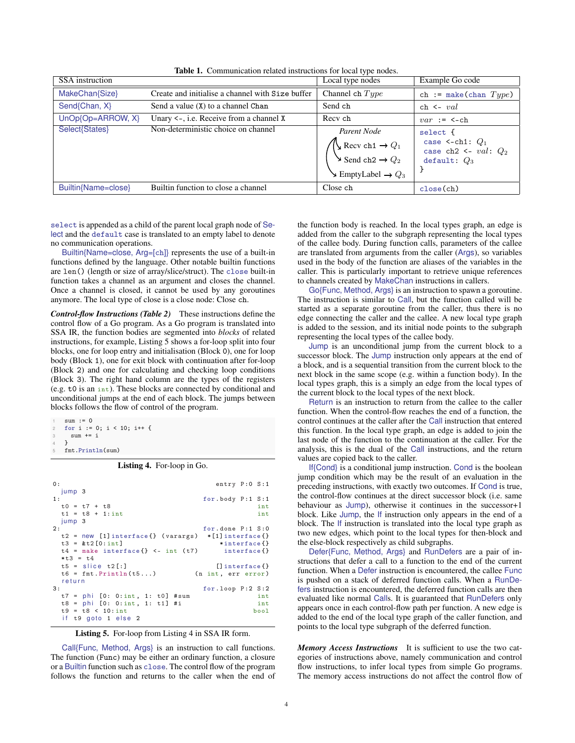**Table 1.** Communication related instructions for local type nodes.

| SSA instruction | | Local type nodes | Example Go code |
|---|---|---|---|
| MakeChan{Size} | Create and initialise a channel with `Size` buffer | Channel `ch` *Type* | `ch := make(chan Type)` |
| Send{Chan, X} | Send a value (`X`) to a channel `Chan` | Send `ch` | `ch <- val` |
| UnOp{Op=ARROW, X} | Unary `<-`, i.e. Receive from a channel `X` | Recv `ch` | `var := <-ch` |
| Select{States} | Non-deterministic choice on channel | *Parent Node*: Recv `ch1` → $Q_1$; Send `ch2` → $Q_2$; EmptyLabel → $Q_3$ | `select { case <-ch1: Q1 case ch2 <- val: Q2 default: Q3 }` |
| Builtin{Name=close} | Builtin function to close a channel | Close `ch` | `close(ch)` |

`select` is appended as a child of the parent local graph node of Select and the `default` case is translated to an empty label to denote no communication operations.

Builtin{Name=close, Arg=[ch]} represents the use of a built-in functions defined by the language. Other notable builtin functions are `len()` (length or size of array/slice/struct). The `close` built-in function takes a channel as an argument and closes the channel. Once a channel is closed, it cannot be used by any goroutines anymore. The local type of close is a close node: Close `ch`.

***Control-flow Instructions (Table 2)*** These instructions define the control flow of a Go program. As a Go program is translated into SSA IR, the function bodies are segmented into *blocks* of related instructions, for example, Listing 5 shows a for-loop split into four blocks, one for loop entry and initialisation (Block 0), one for loop body (Block 1), one for exit block with continuation after for-loop (Block 2) and one for calculating and checking loop conditions (Block 3). The right hand column are the types of the registers (e.g. `t0` is an `int`). These blocks are connected by conditional and unconditional jumps at the end of each block. The jumps between blocks follows the flow of control of the program.

```
1  sum := 0
2  for i := 0; i < 10; i++ {
3    sum += i
4  }
5  fmt.Println(sum)
```

**Listing 4.** For-loop in Go.

```
0:                                           entry P:0 S:1
  jump 3
1:                                        for.body P:1 S:1
  t0 = t7 + t8                                         int
  t1 = t8 + 1:int                                      int
  jump 3
2:                                        for.done P:1 S:0
  t2 = new [1]interface{} (varargs)     *[1]interface{}
  t3 = &t2[0:int]                          *interface{}
  t4 = make interface{} <- int (t7)         interface{}
  *t3 = t4
  t5 = slice t2[:]                        []interface{}
  t6 = fmt.Println(t5...)             (n int, err error)
  return
3:                                        for.loop P:2 S:2
  t7 = phi [0: 0:int, 1: t0] #sum                      int
  t8 = phi [0: 0:int, 1: t1] #i                        int
  t9 = t8 < 10:int                                    bool
  if t9 goto 1 else 2
```

**Listing 5.** For-loop from Listing 4 in SSA IR form.

Call{Func, Method, Args} is an instruction to call functions. The function (`Func`) may be either an ordinary function, a closure or a Builtin function such as `close`. The control flow of the program follows the function and returns to the caller when the end of the function body is reached. In the local types graph, an edge is added from the caller to the subgraph representing the local types of the callee body. During function calls, parameters of the callee are translated from arguments from the caller (Args), so variables used in the body of the function are aliases of the variables in the caller. This is particularly important to retrieve unique references to channels created by MakeChan instructions in callers.

Go{Func, Method, Args} is an instruction to spawn a goroutine. The instruction is similar to Call, but the function called will be started as a separate goroutine from the caller, thus there is no edge connecting the caller and the callee. A new local type graph is added to the session, and its initial node points to the subgraph representing the local types of the callee body.

Jump is an unconditional jump from the current block to a successor block. The Jump instruction only appears at the end of a block, and is a sequential transition from the current block to the next block in the same scope (e.g. within a function body). In the local types graph, this is a simply an edge from the local types of the current block to the local types of the next block.

Return is an instruction to return from the callee to the caller function. When the control-flow reaches the end of a function, the control continues at the caller after the Call instruction that entered this function. In the local type graph, an edge is added to join the last node of the function to the continuation at the caller. For the analysis, this is the dual of the Call instructions, and the return values are copied back to the caller.

If{Cond} is a conditional jump instruction. Cond is the boolean jump condition which may be the result of an evaluation in the preceding instructions, with exactly two outcomes. If Cond is true, the control-flow continues at the direct successor block (i.e. same behaviour as Jump), otherwise it continues in the successor+1 block. Like Jump, the If instruction only appears in the end of a block. The If instruction is translated into the local type graph as two new edges, which point to the local types for then-block and the else-block respectively as child subgraphs.

Defer{Func, Method, Args} and RunDefers are a pair of instructions that defer a call to a function to the end of the current function. When a Defer instruction is encountered, the callee Func is pushed on a stack of deferred function calls. When a RunDefers instruction is encountered, the deferred function calls are then evaluated like normal Calls. It is guaranteed that RunDefers only appears once in each control-flow path per function. A new edge is added to the end of the local type graph of the caller function, and points to the local type subgraph of the deferred function.

***Memory Access Instructions*** It is sufficient to use the two categories of instructions above, namely communication and control flow instructions, to infer local types from simple Go programs. The memory access instructions do not affect the control flow of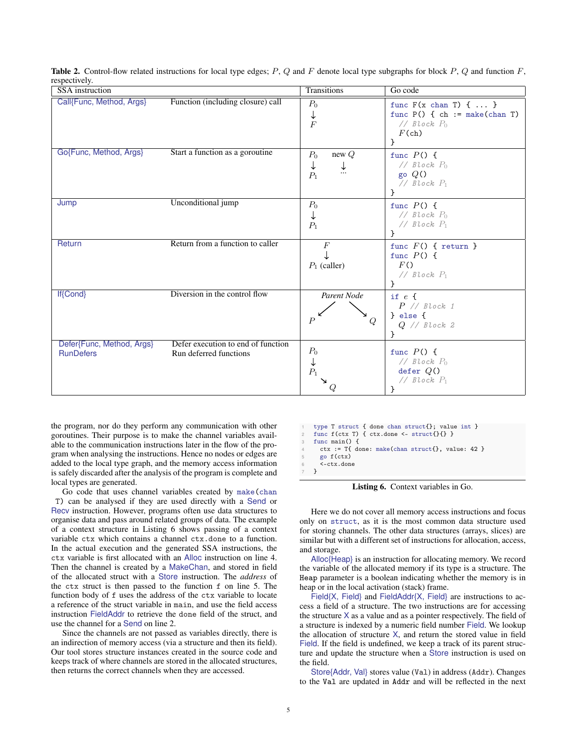**Table 2.** Control-flow related instructions for local type edges; $P$, $Q$ and $F$ denote local type subgraphs for block $P$, $Q$ and function $F$, respectively.

| SSA instruction | | Transitions | Go code |
|---|---|---|---|
| Call{Func, Method, Args} | Function (including closure) call | $P_0 \downarrow F$ | `func F(x chan T) { ... }` `func P() { ch := make(chan T)` `// Block P0` `F(ch)` `}` |
| Go{Func, Method, Args} | Start a function as a goroutine | $P_0 \downarrow P_1$ ; new $Q \downarrow \cdots$ | `func P() {` `// Block P0` `go Q()` `// Block P1` `}` |
| Jump | Unconditional jump | $P_0 \downarrow P_1$ | `func P() {` `// Block P0` `// Block P1` `}` |
| Return | Return from a function to caller | $F \downarrow P_1$ (caller) | `func F() { return }` `func P() {` `F()` `// Block P1` `}` |
| If{Cond} | Diversion in the control flow | *Parent Node* $\swarrow P$, $\searrow Q$ | `if e {` `P // Block 1` `} else {` `Q // Block 2` `}` |
| Defer{Func, Method, Args} RunDefers | Defer execution to end of function Run deferred functions | $P_0 \downarrow P_1 \searrow Q$ | `func P() {` `// Block P0` `defer Q()` `// Block P1` `}` |

the program, nor do they perform any communication with other goroutines. Their purpose is to make the channel variables available to the communication instructions later in the flow of the program when analysing the instructions. Hence no nodes or edges are added to the local type graph, and the memory access information is safely discarded after the analysis of the program is complete and local types are generated.

Go code that uses channel variables created by `make(chan T)` can be analysed if they are used directly with a Send or Recv instruction. However, programs often use data structures to organise data and pass around related groups of data. The example of a context structure in Listing 6 shows passing of a context variable `ctx` which contains a channel `ctx.done` to a function. In the actual execution and the generated SSA instructions, the `ctx` variable is first allocated with an Alloc instruction on line 4. Then the channel is created by a MakeChan, and stored in field of the allocated struct with a Store instruction. The *address* of the `ctx` struct is then passed to the function `f` on line 5. The function body of `f` uses the address of the `ctx` variable to locate a reference of the struct variable in `main`, and use the field access instruction FieldAddr to retrieve the `done` field of the struct, and use the channel for a Send on line 2.

Since the channels are not passed as variables directly, there is an indirection of memory access (via a structure and then its field). Our tool stores structure instances created in the source code and keeps track of where channels are stored in the allocated structures, then returns the correct channels when they are accessed.

```
type T struct { done chan struct{}; value int }
func f(ctx T) { ctx.done <- struct{}{} }
func main() {
  ctx := T{ done: make(chan struct{}, value: 42 }
  go f(ctx)
  <-ctx.done
}
```

**Listing 6.** Context variables in Go.

Here we do not cover all memory access instructions and focus only on `struct`, as it is the most common data structure used for storing channels. The other data structures (arrays, slices) are similar but with a different set of instructions for allocation, access, and storage.

Alloc{Heap} is an instruction for allocating memory. We record the variable of the allocated memory if its type is a structure. The `Heap` parameter is a boolean indicating whether the memory is in heap or in the local activation (stack) frame.

Field{X, Field} and FieldAddr{X, Field} are instructions to access a field of a structure. The two instructions are for accessing the structure X as a value and as a pointer respectively. The field of a structure is indexed by a numeric field number Field. We lookup the allocation of structure X, and return the stored value in field Field. If the field is undefined, we keep a track of its parent structure and update the structure when a Store instruction is used on the field.

Store{Addr, Val} stores value (`Val`) in address (`Addr`). Changes to the `Val` are updated in `Addr` and will be reflected in the next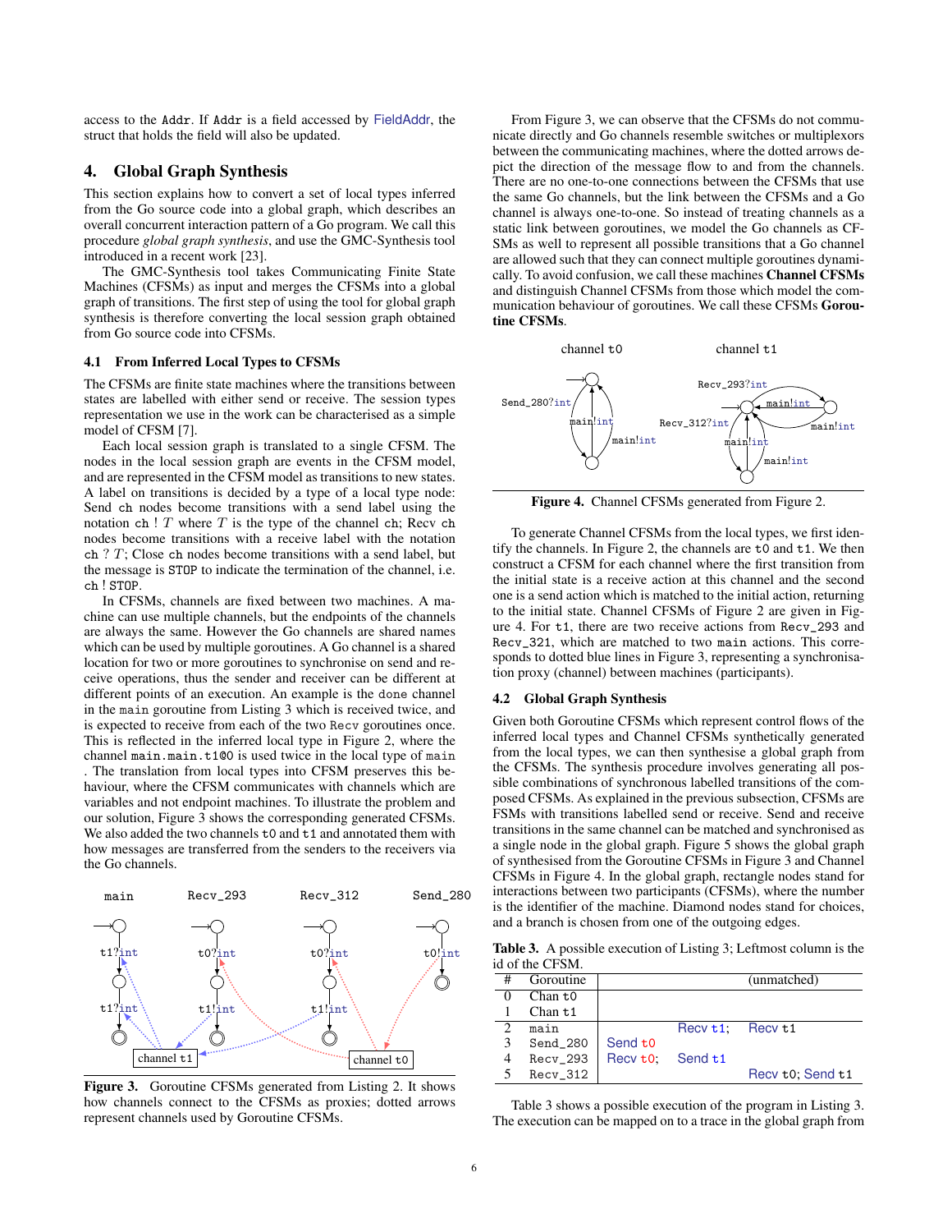access to the Addr. If Addr is a field accessed by FieldAddr, the struct that holds the field will also be updated.

## 4. Global Graph Synthesis

This section explains how to convert a set of local types inferred from the Go source code into a global graph, which describes an overall concurrent interaction pattern of a Go program. We call this procedure *global graph synthesis*, and use the GMC-Synthesis tool introduced in a recent work [23].

The GMC-Synthesis tool takes Communicating Finite State Machines (CFSMs) as input and merges the CFSMs into a global graph of transitions. The first step of using the tool for global graph synthesis is therefore converting the local session graph obtained from Go source code into CFSMs.

### 4.1 From Inferred Local Types to CFSMs

The CFSMs are finite state machines where the transitions between states are labelled with either send or receive. The session types representation we use in the work can be characterised as a simple model of CFSM [7].

Each local session graph is translated to a single CFSM. The nodes in the local session graph are events in the CFSM model, and are represented in the CFSM model as transitions to new states. A label on transitions is decided by a type of a local type node: Send ch nodes become transitions with a send label using the notation ch ! $T$ where $T$ is the type of the channel ch; Recv ch nodes become transitions with a receive label with the notation ch ? $T$; Close ch nodes become transitions with a send label, but the message is STOP to indicate the termination of the channel, i.e. ch ! STOP.

In CFSMs, channels are fixed between two machines. A machine can use multiple channels, but the endpoints of the channels are always the same. However the Go channels are shared names which can be used by multiple goroutines. A Go channel is a shared location for two or more goroutines to synchronise on send and receive operations, thus the sender and receiver can be different at different points of an execution. An example is the done channel in the main goroutine from Listing 3 which is received twice, and is expected to receive from each of the two Recv goroutines once. This is reflected in the inferred local type in Figure 2, where the channel main.main.t1@0 is used twice in the local type of main . The translation from local types into CFSM preserves this behaviour, where the CFSM communicates with channels which are variables and not endpoint machines. To illustrate the problem and our solution, Figure 3 shows the corresponding generated CFSMs. We also added the two channels t0 and t1 and annotated them with how messages are transferred from the senders to the receivers via the Go channels.

**Figure 3.** Goroutine CFSMs generated from Listing 2. It shows how channels connect to the CFSMs as proxies; dotted arrows represent channels used by Goroutine CFSMs.

From Figure 3, we can observe that the CFSMs do not communicate directly and Go channels resemble switches or multiplexors between the communicating machines, where the dotted arrows depict the direction of the message flow to and from the channels. There are no one-to-one connections between the CFSMs that use the same Go channels, but the link between the CFSMs and a Go channel is always one-to-one. So instead of treating channels as a static link between goroutines, we model the Go channels as CFSMs as well to represent all possible transitions that a Go channel are allowed such that they can connect multiple goroutines dynamically. To avoid confusion, we call these machines **Channel CFSMs** and distinguish Channel CFSMs from those which model the communication behaviour of goroutines. We call these CFSMs **Goroutine CFSMs**.

**Figure 4.** Channel CFSMs generated from Figure 2.

To generate Channel CFSMs from the local types, we first identify the channels. In Figure 2, the channels are t0 and t1. We then construct a CFSM for each channel where the first transition from the initial state is a receive action at this channel and the second one is a send action which is matched to the initial action, returning to the initial state. Channel CFSMs of Figure 2 are given in Figure 4. For t1, there are two receive actions from Recv_293 and Recv_321, which are matched to two main actions. This corresponds to dotted blue lines in Figure 3, representing a synchronisation proxy (channel) between machines (participants).

### 4.2 Global Graph Synthesis

Given both Goroutine CFSMs which represent control flows of the inferred local types and Channel CFSMs synthetically generated from the local types, we can then synthesise a global graph from the CFSMs. The synthesis procedure involves generating all possible combinations of synchronous labelled transitions of the composed CFSMs. As explained in the previous subsection, CFSMs are FSMs with transitions labelled send or receive. Send and receive transitions in the same channel can be matched and synchronised as a single node in the global graph. Figure 5 shows the global graph of synthesised from the Goroutine CFSMs in Figure 3 and Channel CFSMs in Figure 4. In the global graph, rectangle nodes stand for interactions between two participants (CFSMs), where the number is the identifier of the machine. Diamond nodes stand for choices, and a branch is chosen from one of the outgoing edges.

**Table 3.** A possible execution of Listing 3; Leftmost column is the id of the CFSM.

| # | Goroutine | | (unmatched) | |
|---|---|---|---|---|
| 0 | Chan t0 | | | |
| 1 | Chan t1 | | | |
| 2 | main | | Recv t1; | Recv t1 |
| 3 | Send_280 | Send t0 | | |
| 4 | Recv_293 | Recv t0; | Send t1 | |
| 5 | Recv_312 | | | Recv t0; Send t1 |

Table 3 shows a possible execution of the program in Listing 3. The execution can be mapped on to a trace in the global graph from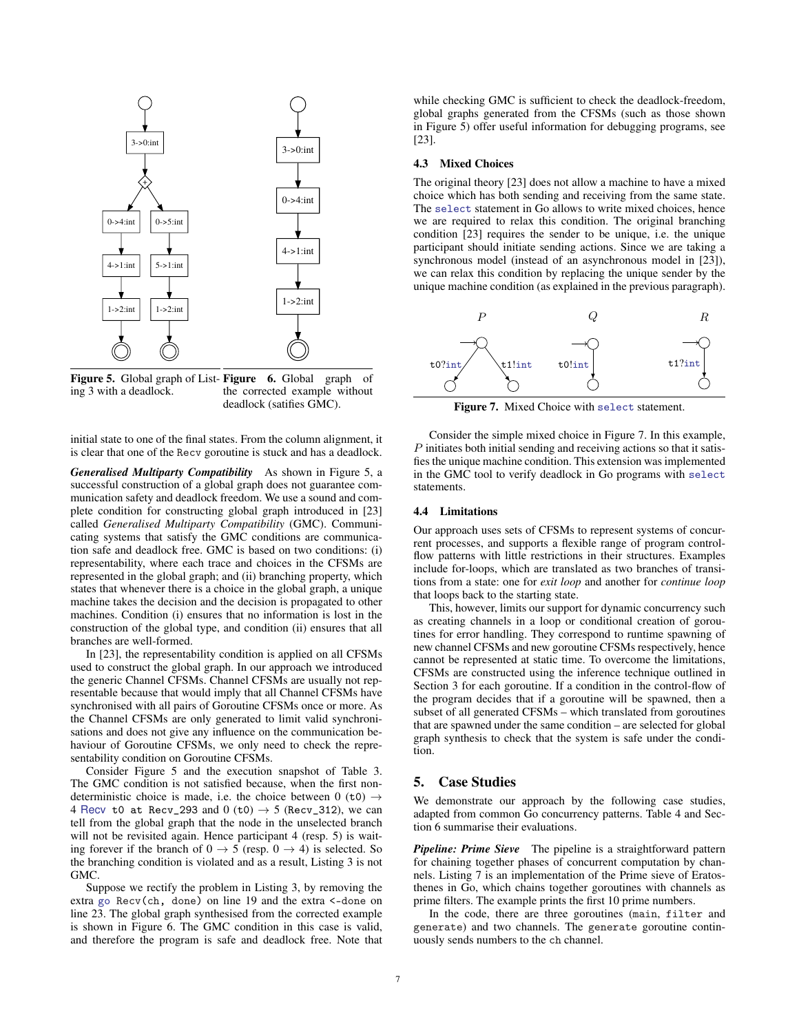Figure 5. Global graph of Listing 3 with a deadlock.

Figure 6. Global graph of the corrected example without deadlock (satisfies GMC).

initial state to one of the final states. From the column alignment, it is clear that one of the `Recv` goroutine is stuck and has a deadlock.

***Generalised Multiparty Compatibility*** As shown in Figure 5, a successful construction of a global graph does not guarantee communication safety and deadlock freedom. We use a sound and complete condition for constructing global graph introduced in [23] called *Generalised Multiparty Compatibility* (GMC). Communicating systems that satisfy the GMC conditions are communication safe and deadlock free. GMC is based on two conditions: (i) representability, where each trace and choices in the CFSMs are represented in the global graph; and (ii) branching property, which states that whenever there is a choice in the global graph, a unique machine takes the decision and the decision is propagated to other machines. Condition (i) ensures that no information is lost in the construction of the global type, and condition (ii) ensures that all branches are well-formed.

In [23], the representability condition is applied on all CFSMs used to construct the global graph. In our approach we introduced the generic Channel CFSMs. Channel CFSMs are usually not representable because that would imply that all Channel CFSMs have synchronised with all pairs of Goroutine CFSMs once or more. As the Channel CFSMs are only generated to limit valid synchronisations and does not give any influence on the communication behaviour of Goroutine CFSMs, we only need to check the representability condition on Goroutine CFSMs.

Consider Figure 5 and the execution snapshot of Table 3. The GMC condition is not satisfied because, when the first non-deterministic choice is made, i.e. the choice between 0 (`t0`) $\rightarrow$ 4 `Recv t0 at Recv_293` and 0 (`t0`) $\rightarrow$ 5 (`Recv_312`), we can tell from the global graph that the node in the unselected branch will not be revisited again. Hence participant 4 (resp. 5) is waiting forever if the branch of 0 $\rightarrow$ 5 (resp. 0 $\rightarrow$ 4) is selected. So the branching condition is violated and as a result, Listing 3 is not GMC.

Suppose we rectify the problem in Listing 3, by removing the extra `go Recv(ch, done)` on line 19 and the extra `<-done` on line 23. The global graph synthesised from the corrected example is shown in Figure 6. The GMC condition in this case is valid, and therefore the program is safe and deadlock free. Note that while checking GMC is sufficient to check the deadlock-freedom, global graphs generated from the CFSMs (such as those shown in Figure 5) offer useful information for debugging programs, see [23].

### 4.3 Mixed Choices

The original theory [23] does not allow a machine to have a mixed choice which has both sending and receiving from the same state. The `select` statement in Go allows to write mixed choices, hence we are required to relax this condition. The original branching condition [23] requires the sender to be unique, i.e. the unique participant should initiate sending actions. Since we are taking a synchronous model (instead of an asynchronous model in [23]), we can relax this condition by replacing the unique sender by the unique machine condition (as explained in the previous paragraph).

Figure 7. Mixed Choice with `select` statement.

Consider the simple mixed choice in Figure 7. In this example, $P$ initiates both initial sending and receiving actions so that it satisfies the unique machine condition. This extension was implemented in the GMC tool to verify deadlock in Go programs with `select` statements.

### 4.4 Limitations

Our approach uses sets of CFSMs to represent systems of concurrent processes, and supports a flexible range of program control-flow patterns with little restrictions in their structures. Examples include for-loops, which are translated as two branches of transitions from a state: one for *exit loop* and another for *continue loop* that loops back to the starting state.

This, however, limits our support for dynamic concurrency such as creating channels in a loop or conditional creation of goroutines for error handling. They correspond to runtime spawning of new channel CFSMs and new goroutine CFSMs respectively, hence cannot be represented at static time. To overcome the limitations, CFSMs are constructed using the inference technique outlined in Section 3 for each goroutine. If a condition in the control-flow of the program decides that if a goroutine will be spawned, then a subset of all generated CFSMs – which translated from goroutines that are spawned under the same condition – are selected for global graph synthesis to check that the system is safe under the condition.

## 5. Case Studies

We demonstrate our approach by the following case studies, adapted from common Go concurrency patterns. Table 4 and Section 6 summarise their evaluations.

***Pipeline: Prime Sieve*** The pipeline is a straightforward pattern for chaining together phases of concurrent computation by channels. Listing 7 is an implementation of the Prime sieve of Eratosthenes in Go, which chains together goroutines with channels as prime filters. The example prints the first 10 prime numbers.

In the code, there are three goroutines (`main`, `filter` and `generate`) and two channels. The `generate` goroutine continuously sends numbers to the `ch` channel.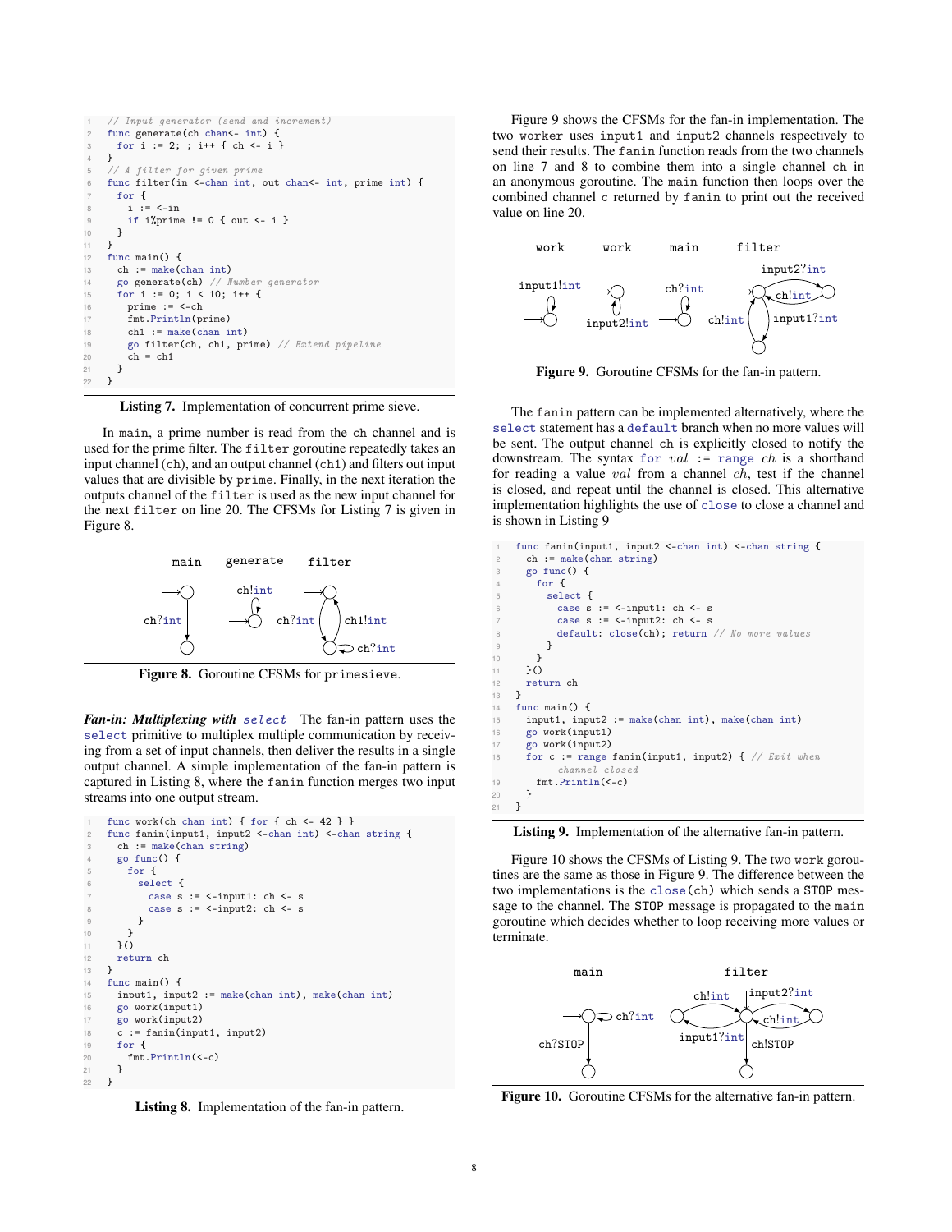```go
// Input generator (send and increment)
func generate(ch chan<- int) {
  for i := 2; ; i++ { ch <- i }
}
// A filter for given prime
func filter(in <-chan int, out chan<- int, prime int) {
  for {
    i := <-in
    if i%prime != 0 { out <- i }
  }
}
func main() {
  ch := make(chan int)
  go generate(ch) // Number generator
  for i := 0; i < 10; i++ {
    prime := <-ch
    fmt.Println(prime)
    ch1 := make(chan int)
    go filter(ch, ch1, prime) // Extend pipeline
    ch = ch1
  }
}
```

**Listing 7.** Implementation of concurrent prime sieve.

In `main`, a prime number is read from the `ch` channel and is used for the prime filter. The `filter` goroutine repeatedly takes an input channel (`ch`), and an output channel (`ch1`) and filters out input values that are divisible by `prime`. Finally, in the next iteration the outputs channel of the `filter` is used as the new input channel for the next `filter` on line 20. The CFSMs for Listing 7 is given in Figure 8.

**Figure 8.** Goroutine CFSMs for `primesieve`.

***Fan-in: Multiplexing with*** `select` The fan-in pattern uses the `select` primitive to multiplex multiple communication by receiving from a set of input channels, then deliver the results in a single output channel. A simple implementation of the fan-in pattern is captured in Listing 8, where the `fanin` function merges two input streams into one output stream.

```go
func work(ch chan int) { for { ch <- 42 } }
func fanin(input1, input2 <-chan int) <-chan string {
  ch := make(chan string)
  go func() {
    for {
      select {
        case s := <-input1: ch <- s
        case s := <-input2: ch <- s
      }
    }
  }()
  return ch
}
func main() {
  input1, input2 := make(chan int), make(chan int)
  go work(input1)
  go work(input2)
  c := fanin(input1, input2)
  for {
    fmt.Println(<-c)
  }
}
```

**Listing 8.** Implementation of the fan-in pattern.

Figure 9 shows the CFSMs for the fan-in implementation. The two `worker` uses `input1` and `input2` channels respectively to send their results. The `fanin` function reads from the two channels on line 7 and 8 to combine them into a single channel `ch` in an anonymous goroutine. The `main` function then loops over the combined channel `c` returned by `fanin` to print out the received value on line 20.

**Figure 9.** Goroutine CFSMs for the fan-in pattern.

The `fanin` pattern can be implemented alternatively, where the `select` statement has a `default` branch when no more values will be sent. The output channel `ch` is explicitly closed to notify the downstream. The syntax `for` *val* `:= range` *ch* is a shorthand for reading a value *val* from a channel *ch*, test if the channel is closed, and repeat until the channel is closed. This alternative implementation highlights the use of `close` to close a channel and is shown in Listing 9

```go
func fanin(input1, input2 <-chan int) <-chan string {
  ch := make(chan string)
  go func() {
    for {
      select {
        case s := <-input1: ch <- s
        case s := <-input2: ch <- s
        default: close(ch); return // No more values
      }
    }
  }()
  return ch
}
func main() {
  input1, input2 := make(chan int), make(chan int)
  go work(input1)
  go work(input2)
  for c := range fanin(input1, input2) { // Exit when channel closed
    fmt.Println(<-c)
  }
}
```

**Listing 9.** Implementation of the alternative fan-in pattern.

Figure 10 shows the CFSMs of Listing 9. The two `work` goroutines are the same as those in Figure 9. The difference between the two implementations is the `close(ch)` which sends a `STOP` message to the channel. The `STOP` message is propagated to the `main` goroutine which decides whether to loop receiving more values or terminate.

**Figure 10.** Goroutine CFSMs for the alternative fan-in pattern.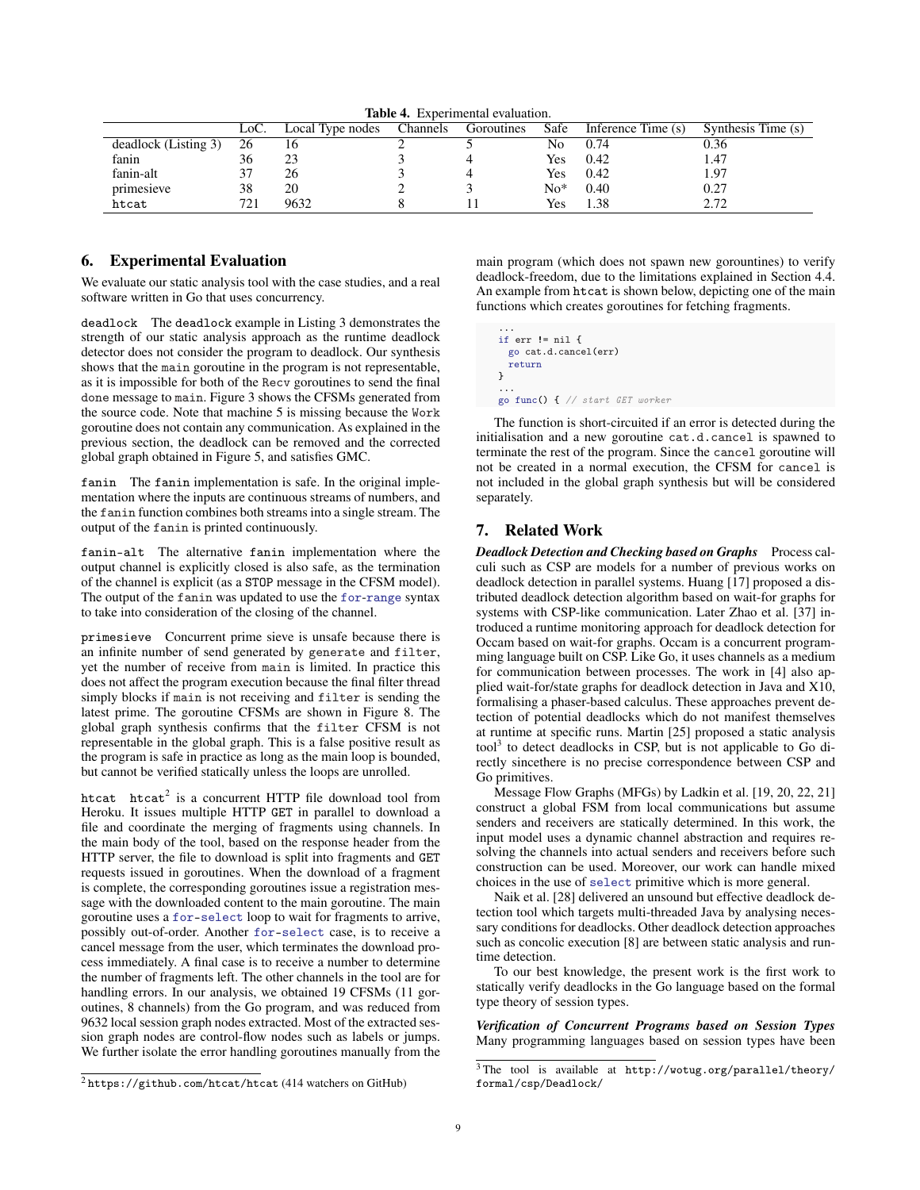**Table 4.** Experimental evaluation.

| | LoC. | Local Type nodes | Channels | Goroutines | Safe | Inference Time (s) | Synthesis Time (s) |
|---|---|---|---|---|---|---|---|
| deadlock (Listing 3) | 26 | 16 | 2 | 5 | No | 0.74 | 0.36 |
| fanin | 36 | 23 | 3 | 4 | Yes | 0.42 | 1.47 |
| fanin-alt | 37 | 26 | 3 | 4 | Yes | 0.42 | 1.97 |
| primesieve | 38 | 20 | 2 | 3 | No* | 0.40 | 0.27 |
| htcat | 721 | 9632 | 8 | 11 | Yes | 1.38 | 2.72 |

## 6. Experimental Evaluation

We evaluate our static analysis tool with the case studies, and a real software written in Go that uses concurrency.

`deadlock` The `deadlock` example in Listing 3 demonstrates the strength of our static analysis approach as the runtime deadlock detector does not consider the program to deadlock. Our synthesis shows that the `main` goroutine in the program is not representable, as it is impossible for both of the `Recv` goroutines to send the final `done` message to `main`. Figure 3 shows the CFSMs generated from the source code. Note that machine 5 is missing because the `Work` goroutine does not contain any communication. As explained in the previous section, the deadlock can be removed and the corrected global graph obtained in Figure 5, and satisfies GMC.

`fanin` The `fanin` implementation is safe. In the original implementation where the inputs are continuous streams of numbers, and the `fanin` function combines both streams into a single stream. The output of the `fanin` is printed continuously.

`fanin-alt` The alternative `fanin` implementation where the output channel is explicitly closed is also safe, as the termination of the channel is explicit (as a `STOP` message in the CFSM model). The output of the `fanin` was updated to use the `for-range` syntax to take into consideration of the closing of the channel.

`primesieve` Concurrent prime sieve is unsafe because there is an infinite number of send generated by `generate` and `filter`, yet the number of receive from `main` is limited. In practice this does not affect the program execution because the final filter thread simply blocks if `main` is not receiving and `filter` is sending the latest prime. The goroutine CFSMs are shown in Figure 8. The global graph synthesis confirms that the `filter` CFSM is not representable in the global graph. This is a false positive result as the program is safe in practice as long as the main loop is bounded, but cannot be verified statically unless the loops are unrolled.

`htcat` `htcat`[2] is a concurrent HTTP file download tool from Heroku. It issues multiple HTTP `GET` in parallel to download a file and coordinate the merging of fragments using channels. In the main body of the tool, based on the response header from the HTTP server, the file to download is split into fragments and `GET` requests issued in goroutines. When the download of a fragment is complete, the corresponding goroutines issue a registration message with the downloaded content to the main goroutine. The main goroutine uses a `for-select` loop to wait for fragments to arrive, possibly out-of-order. Another `for-select` case, is to receive a cancel message from the user, which terminates the download process immediately. A final case is to receive a number to determine the number of fragments left. The other channels in the tool are for handling errors. In our analysis, we obtained 19 CFSMs (11 goroutines, 8 channels) from the Go program, and was reduced from 9632 local session graph nodes extracted. Most of the extracted session graph nodes are control-flow nodes such as labels or jumps. We further isolate the error handling goroutines manually from the main program (which does not spawn new gorountines) to verify deadlock-freedom, due to the limitations explained in Section 4.4. An example from `htcat` is shown below, depicting one of the main functions which creates goroutines for fetching fragments.

```
...
if err != nil {
  go cat.d.cancel(err)
  return
}
...
go func() { // start GET worker
```

The function is short-circuited if an error is detected during the initialisation and a new goroutine `cat.d.cancel` is spawned to terminate the rest of the program. Since the `cancel` goroutine will not be created in a normal execution, the CFSM for `cancel` is not included in the global graph synthesis but will be considered separately.

## 7. Related Work

***Deadlock Detection and Checking based on Graphs*** Process calculi such as CSP are models for a number of previous works on deadlock detection in parallel systems. Huang [17] proposed a distributed deadlock detection algorithm based on wait-for graphs for systems with CSP-like communication. Later Zhao et al. [37] introduced a runtime monitoring approach for deadlock detection for Occam based on wait-for graphs. Occam is a concurrent programming language built on CSP. Like Go, it uses channels as a medium for communication between processes. The work in [4] also applied wait-for/state graphs for deadlock detection in Java and X10, formalising a phaser-based calculus. These approaches prevent detection of potential deadlocks which do not manifest themselves at runtime at specific runs. Martin [25] proposed a static analysis tool[3] to detect deadlocks in CSP, but is not applicable to Go directly sincethere is no precise correspondence between CSP and Go primitives.

Message Flow Graphs (MFGs) by Ladkin et al. [19, 20, 22, 21] construct a global FSM from local communications but assume senders and receivers are statically determined. In this work, the input model uses a dynamic channel abstraction and requires resolving the channels into actual senders and receivers before such construction can be used. Moreover, our work can handle mixed choices in the use of `select` primitive which is more general.

Naik et al. [28] delivered an unsound but effective deadlock detection tool which targets multi-threaded Java by analysing necessary conditions for deadlocks. Other deadlock detection approaches such as concolic execution [8] are between static analysis and runtime detection.

To our best knowledge, the present work is the first work to statically verify deadlocks in the Go language based on the formal type theory of session types.

***Verification of Concurrent Programs based on Session Types*** Many programming languages based on session types have been

[2] `https://github.com/htcat/htcat` (414 watchers on GitHub)

[3] The tool is available at `http://wotug.org/parallel/theory/formal/csp/Deadlock/`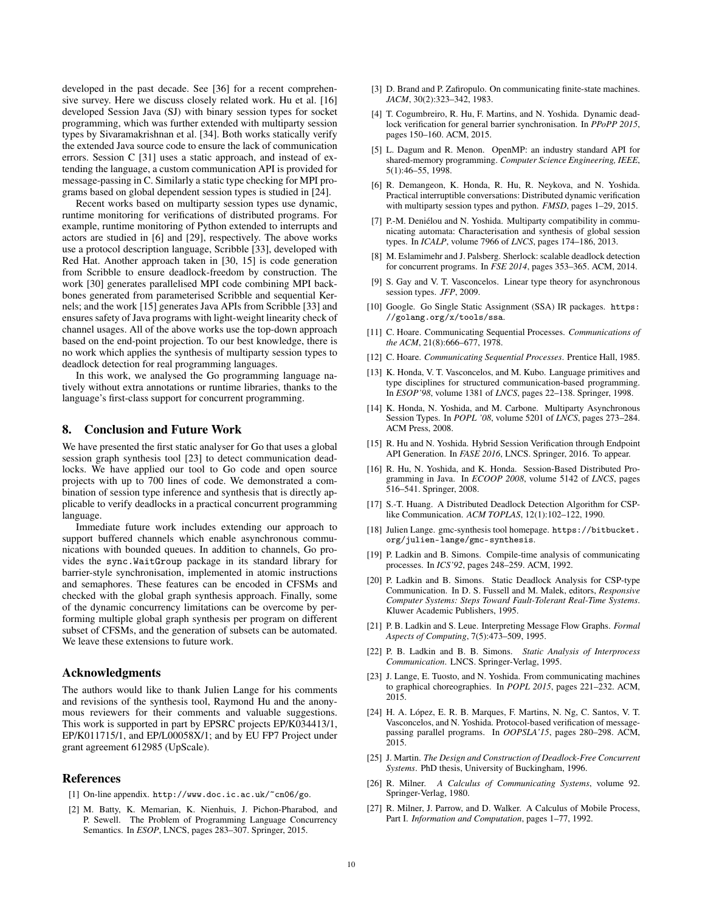developed in the past decade. See [36] for a recent comprehensive survey. Here we discuss closely related work. Hu et al. [16] developed Session Java (SJ) with binary session types for socket programming, which was further extended with multiparty session types by Sivaramakrishnan et al. [34]. Both works statically verify the extended Java source code to ensure the lack of communication errors. Session C [31] uses a static approach, and instead of extending the language, a custom communication API is provided for message-passing in C. Similarly a static type checking for MPI programs based on global dependent session types is studied in [24].

Recent works based on multiparty session types use dynamic, runtime monitoring for verifications of distributed programs. For example, runtime monitoring of Python extended to interrupts and actors are studied in [6] and [29], respectively. The above works use a protocol description language, Scribble [33], developed with Red Hat. Another approach taken in [30, 15] is code generation from Scribble to ensure deadlock-freedom by construction. The work [30] generates parallelised MPI code combining MPI backbones generated from parameterised Scribble and sequential Kernels; and the work [15] generates Java APIs from Scribble [33] and ensures safety of Java programs with light-weight linearity check of channel usages. All of the above works use the top-down approach based on the end-point projection. To our best knowledge, there is no work which applies the synthesis of multiparty session types to deadlock detection for real programming languages.

In this work, we analysed the Go programming language natively without extra annotations or runtime libraries, thanks to the language's first-class support for concurrent programming.

## 8. Conclusion and Future Work

We have presented the first static analyser for Go that uses a global session graph synthesis tool [23] to detect communication deadlocks. We have applied our tool to Go code and open source projects with up to 700 lines of code. We demonstrated a combination of session type inference and synthesis that is directly applicable to verify deadlocks in a practical concurrent programming language.

Immediate future work includes extending our approach to support buffered channels which enable asynchronous communications with bounded queues. In addition to channels, Go provides the `sync.WaitGroup` package in its standard library for barrier-style synchronisation, implemented in atomic instructions and semaphores. These features can be encoded in CFSMs and checked with the global graph synthesis approach. Finally, some of the dynamic concurrency limitations can be overcome by performing multiple global graph synthesis per program on different subset of CFSMs, and the generation of subsets can be automated. We leave these extensions to future work.

## Acknowledgments

The authors would like to thank Julien Lange for his comments and revisions of the synthesis tool, Raymond Hu and the anonymous reviewers for their comments and valuable suggestions. This work is supported in part by EPSRC projects EP/K034413/1, EP/K011715/1, and EP/L00058X/1; and by EU FP7 Project under grant agreement 612985 (UpScale).

## References

[1] On-line appendix. `http://www.doc.ic.ac.uk/~cn06/go`.

[2] M. Batty, K. Memarian, K. Nienhuis, J. Pichon-Pharabod, and P. Sewell. The Problem of Programming Language Concurrency Semantics. In *ESOP*, LNCS, pages 283–307. Springer, 2015.

[3] D. Brand and P. Zafiropulo. On communicating finite-state machines. *JACM*, 30(2):323–342, 1983.

[4] T. Cogumbreiro, R. Hu, F. Martins, and N. Yoshida. Dynamic deadlock verification for general barrier synchronisation. In *PPoPP 2015*, pages 150–160. ACM, 2015.

[5] L. Dagum and R. Menon. OpenMP: an industry standard API for shared-memory programming. *Computer Science Engineering, IEEE*, 5(1):46–55, 1998.

[6] R. Demangeon, K. Honda, R. Hu, R. Neykova, and N. Yoshida. Practical interruptible conversations: Distributed dynamic verification with multiparty session types and python. *FMSD*, pages 1–29, 2015.

[7] P.-M. Deniélou and N. Yoshida. Multiparty compatibility in communicating automata: Characterisation and synthesis of global session types. In *ICALP*, volume 7966 of *LNCS*, pages 174–186, 2013.

[8] M. Eslamimehr and J. Palsberg. Sherlock: scalable deadlock detection for concurrent programs. In *FSE 2014*, pages 353–365. ACM, 2014.

[9] S. Gay and V. T. Vasconcelos. Linear type theory for asynchronous session types. *JFP*, 2009.

[10] Google. Go Single Static Assignment (SSA) IR packages. `https://golang.org/x/tools/ssa`.

[11] C. Hoare. Communicating Sequential Processes. *Communications of the ACM*, 21(8):666–677, 1978.

[12] C. Hoare. *Communicating Sequential Processes*. Prentice Hall, 1985.

[13] K. Honda, V. T. Vasconcelos, and M. Kubo. Language primitives and type disciplines for structured communication-based programming. In *ESOP'98*, volume 1381 of *LNCS*, pages 22–138. Springer, 1998.

[14] K. Honda, N. Yoshida, and M. Carbone. Multiparty Asynchronous Session Types. In *POPL '08*, volume 5201 of *LNCS*, pages 273–284. ACM Press, 2008.

[15] R. Hu and N. Yoshida. Hybrid Session Verification through Endpoint API Generation. In *FASE 2016*, LNCS. Springer, 2016. To appear.

[16] R. Hu, N. Yoshida, and K. Honda. Session-Based Distributed Programming in Java. In *ECOOP 2008*, volume 5142 of *LNCS*, pages 516–541. Springer, 2008.

[17] S.-T. Huang. A Distributed Deadlock Detection Algorithm for CSP-like Communication. *ACM TOPLAS*, 12(1):102–122, 1990.

[18] Julien Lange. gmc-synthesis tool homepage. `https://bitbucket.org/julien-lange/gmc-synthesis`.

[19] P. Ladkin and B. Simons. Compile-time analysis of communicating processes. In *ICS'92*, pages 248–259. ACM, 1992.

[20] P. Ladkin and B. Simons. Static Deadlock Analysis for CSP-type Communication. In D. S. Fussell and M. Malek, editors, *Responsive Computer Systems: Steps Toward Fault-Tolerant Real-Time Systems*. Kluwer Academic Publishers, 1995.

[21] P. B. Ladkin and S. Leue. Interpreting Message Flow Graphs. *Formal Aspects of Computing*, 7(5):473–509, 1995.

[22] P. B. Ladkin and B. B. Simons. *Static Analysis of Interprocess Communication*. LNCS. Springer-Verlag, 1995.

[23] J. Lange, E. Tuosto, and N. Yoshida. From communicating machines to graphical choreographies. In *POPL 2015*, pages 221–232. ACM, 2015.

[24] H. A. López, E. R. B. Marques, F. Martins, N. Ng, C. Santos, V. T. Vasconcelos, and N. Yoshida. Protocol-based verification of message-passing parallel programs. In *OOPSLA'15*, pages 280–298. ACM, 2015.

[25] J. Martin. *The Design and Construction of Deadlock-Free Concurrent Systems*. PhD thesis, University of Buckingham, 1996.

[26] R. Milner. *A Calculus of Communicating Systems*, volume 92. Springer-Verlag, 1980.

[27] R. Milner, J. Parrow, and D. Walker. A Calculus of Mobile Process, Part I. *Information and Computation*, pages 1–77, 1992.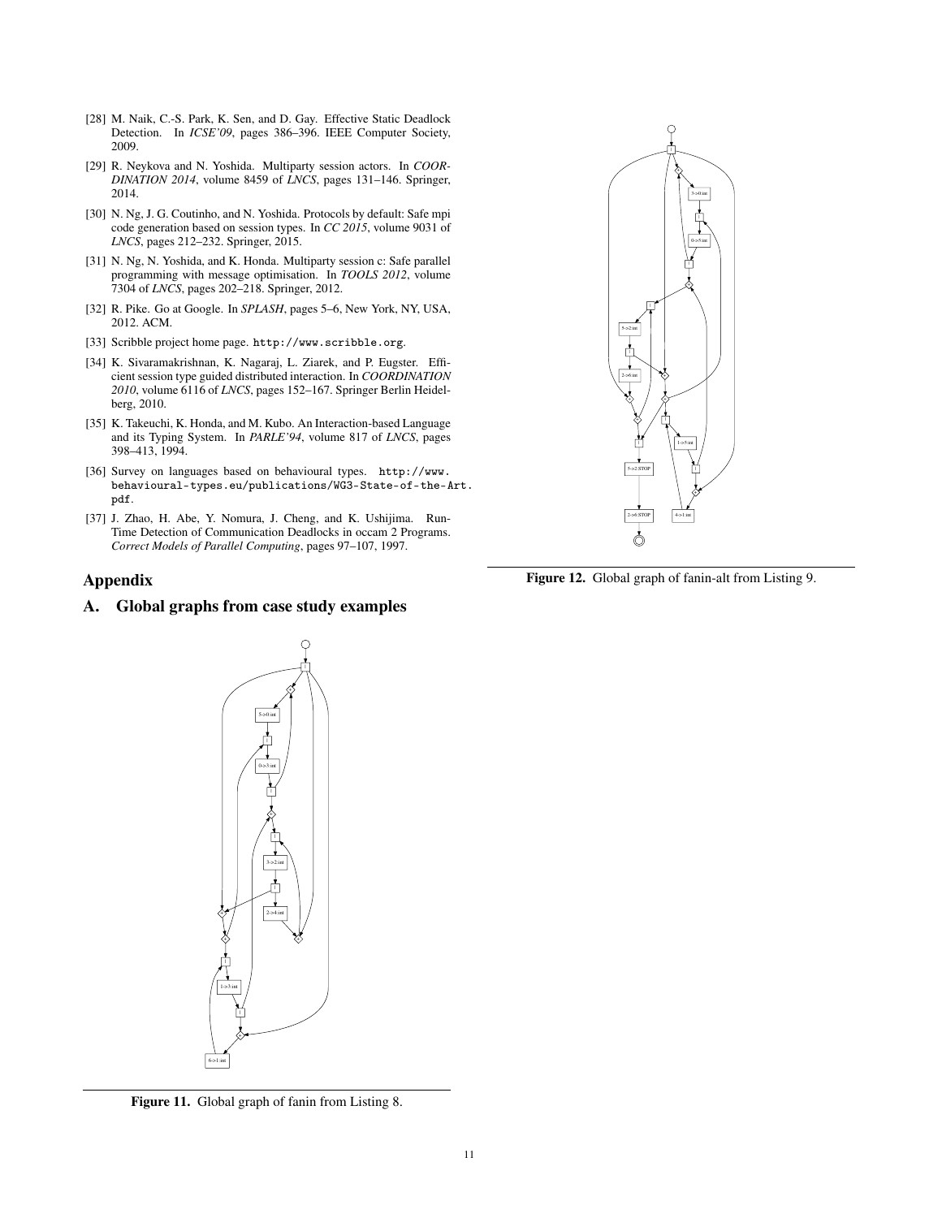[28] M. Naik, C.-S. Park, K. Sen, and D. Gay. Effective Static Deadlock Detection. In *ICSE'09*, pages 386–396. IEEE Computer Society, 2009.

[29] R. Neykova and N. Yoshida. Multiparty session actors. In *COORDINATION 2014*, volume 8459 of *LNCS*, pages 131–146. Springer, 2014.

[30] N. Ng, J. G. Coutinho, and N. Yoshida. Protocols by default: Safe mpi code generation based on session types. In *CC 2015*, volume 9031 of *LNCS*, pages 212–232. Springer, 2015.

[31] N. Ng, N. Yoshida, and K. Honda. Multiparty session c: Safe parallel programming with message optimisation. In *TOOLS 2012*, volume 7304 of *LNCS*, pages 202–218. Springer, 2012.

[32] R. Pike. Go at Google. In *SPLASH*, pages 5–6, New York, NY, USA, 2012. ACM.

[33] Scribble project home page. `http://www.scribble.org`.

[34] K. Sivaramakrishnan, K. Nagaraj, L. Ziarek, and P. Eugster. Efficient session type guided distributed interaction. In *COORDINATION 2010*, volume 6116 of *LNCS*, pages 152–167. Springer Berlin Heidelberg, 2010.

[35] K. Takeuchi, K. Honda, and M. Kubo. An Interaction-based Language and its Typing System. In *PARLE'94*, volume 817 of *LNCS*, pages 398–413, 1994.

[36] Survey on languages based on behavioural types. `http://www.behavioural-types.eu/publications/WG3-State-of-the-Art.pdf`.

[37] J. Zhao, H. Abe, Y. Nomura, J. Cheng, and K. Ushijima. Run-Time Detection of Communication Deadlocks in occam 2 Programs. *Correct Models of Parallel Computing*, pages 97–107, 1997.

# Appendix

## A. Global graphs from case study examples

**Figure 11.** Global graph of fanin from Listing 8.

**Figure 12.** Global graph of fanin-alt from Listing 9.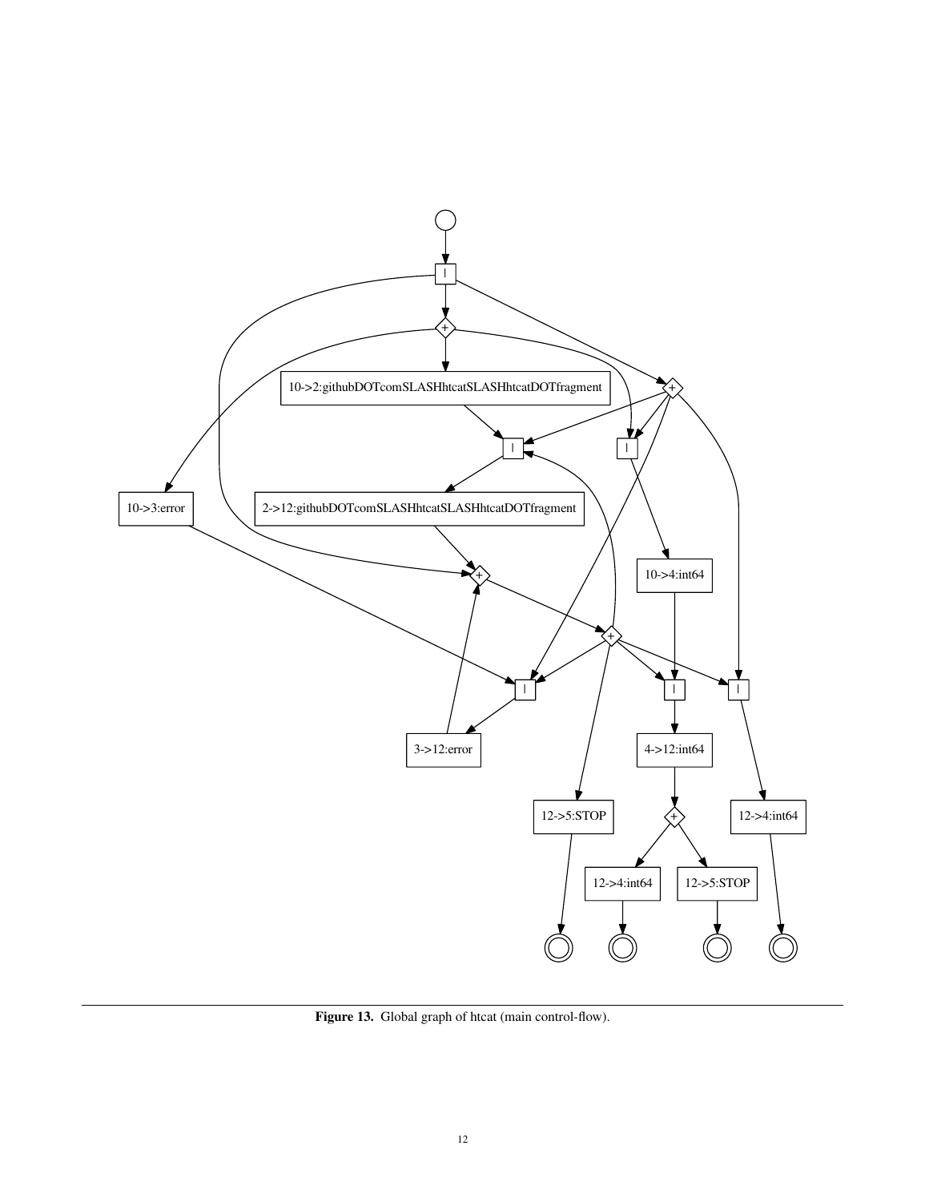10->2:githubDOTcomSLASHhtcatSLASHhtcatDOTfragment

10->3:error

2->12:githubDOTcomSLASHhtcatSLASHhtcatDOTfragment

10->4:int64

3->12:error

4->12:int64

12->5:STOP

12->4:int64

12->4:int64

12->5:STOP

**Figure 13.** Global graph of htcat (main control-flow).